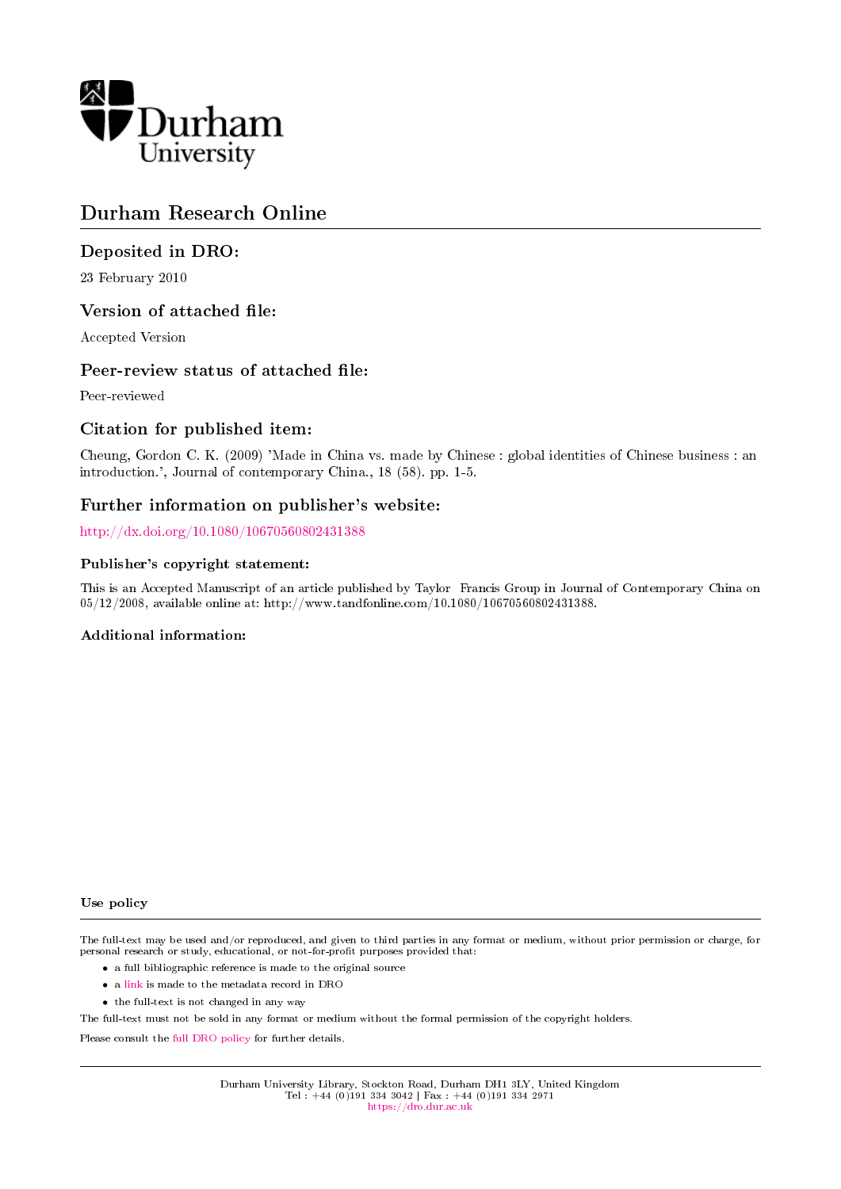Durham University

# Durham Research Online

## Deposited in DRO:

23 February 2010

## Version of attached file:

Accepted Version

## Peer-review status of attached file:

Peer-reviewed

## Citation for published item:

Cheung, Gordon C. K. (2009) 'Made in China vs. made by Chinese : global identities of Chinese business : an introduction.', Journal of contemporary China., 18 (58). pp. 1-5.

## Further information on publisher's website:

http://dx.doi.org/10.1080/10670560802431388

### Publisher's copyright statement:

This is an Accepted Manuscript of an article published by Taylor Francis Group in Journal of Contemporary China on 05/12/2008, available online at: http://www.tandfonline.com/10.1080/10670560802431388.

### Additional information:

### Use policy

The full-text may be used and/or reproduced, and given to third parties in any format or medium, without prior permission or charge, for personal research or study, educational, or not-for-profit purposes provided that:

- a full bibliographic reference is made to the original source
- a link is made to the metadata record in DRO
- the full-text is not changed in any way

The full-text must not be sold in any format or medium without the formal permission of the copyright holders.

Please consult the full DRO policy for further details.

Durham University Library, Stockton Road, Durham DH1 3LY, United Kingdom
Tel : +44 (0)191 334 3042 | Fax : +44 (0)191 334 2971
https://dro.dur.ac.uk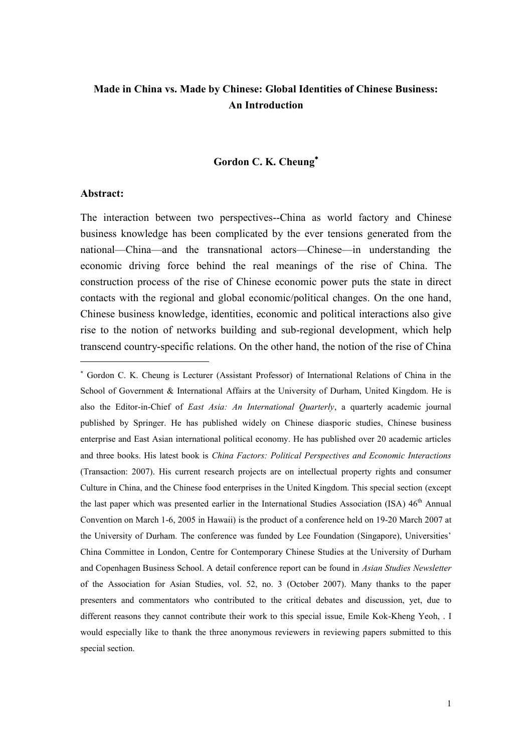**Made in China vs. Made by Chinese: Global Identities of Chinese Business: An Introduction**

**Gordon C. K. Cheung**[*]

**Abstract:**

The interaction between two perspectives--China as world factory and Chinese business knowledge has been complicated by the ever tensions generated from the national—China—and the transnational actors—Chinese—in understanding the economic driving force behind the real meanings of the rise of China. The construction process of the rise of Chinese economic power puts the state in direct contacts with the regional and global economic/political changes. On the one hand, Chinese business knowledge, identities, economic and political interactions also give rise to the notion of networks building and sub-regional development, which help transcend country-specific relations. On the other hand, the notion of the rise of China

---

[*] Gordon C. K. Cheung is Lecturer (Assistant Professor) of International Relations of China in the School of Government & International Affairs at the University of Durham, United Kingdom. He is also the Editor-in-Chief of *East Asia: An International Quarterly*, a quarterly academic journal published by Springer. He has published widely on Chinese diasporic studies, Chinese business enterprise and East Asian international political economy. He has published over 20 academic articles and three books. His latest book is *China Factors: Political Perspectives and Economic Interactions* (Transaction: 2007). His current research projects are on intellectual property rights and consumer Culture in China, and the Chinese food enterprises in the United Kingdom. This special section (except the last paper which was presented earlier in the International Studies Association (ISA) 46th Annual Convention on March 1-6, 2005 in Hawaii) is the product of a conference held on 19-20 March 2007 at the University of Durham. The conference was funded by Lee Foundation (Singapore), Universities' China Committee in London, Centre for Contemporary Chinese Studies at the University of Durham and Copenhagen Business School. A detail conference report can be found in *Asian Studies Newsletter* of the Association for Asian Studies, vol. 52, no. 3 (October 2007). Many thanks to the paper presenters and commentators who contributed to the critical debates and discussion, yet, due to different reasons they cannot contribute their work to this special issue, Emile Kok-Kheng Yeoh, . I would especially like to thank the three anonymous reviewers in reviewing papers submitted to this special section.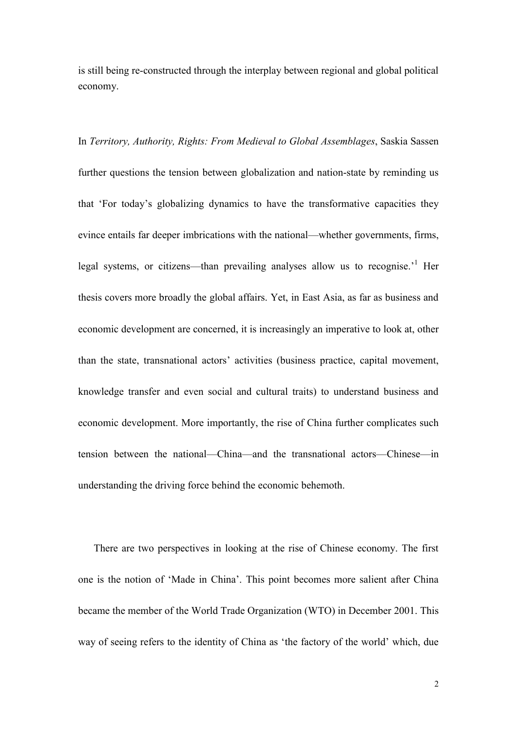is still being re-constructed through the interplay between regional and global political economy.

In *Territory, Authority, Rights: From Medieval to Global Assemblages*, Saskia Sassen further questions the tension between globalization and nation-state by reminding us that 'For today's globalizing dynamics to have the transformative capacities they evince entails far deeper imbrications with the national—whether governments, firms, legal systems, or citizens—than prevailing analyses allow us to recognise.'[1] Her thesis covers more broadly the global affairs. Yet, in East Asia, as far as business and economic development are concerned, it is increasingly an imperative to look at, other than the state, transnational actors' activities (business practice, capital movement, knowledge transfer and even social and cultural traits) to understand business and economic development. More importantly, the rise of China further complicates such tension between the national—China—and the transnational actors—Chinese—in understanding the driving force behind the economic behemoth.

There are two perspectives in looking at the rise of Chinese economy. The first one is the notion of 'Made in China'. This point becomes more salient after China became the member of the World Trade Organization (WTO) in December 2001. This way of seeing refers to the identity of China as 'the factory of the world' which, due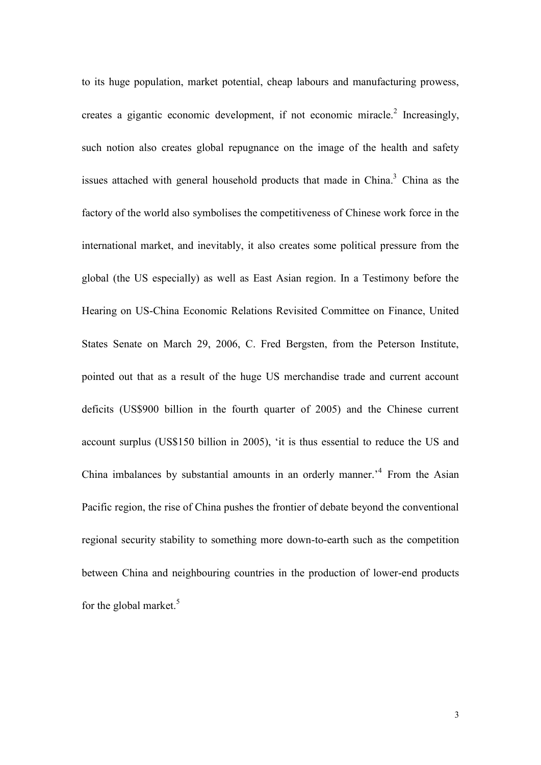to its huge population, market potential, cheap labours and manufacturing prowess, creates a gigantic economic development, if not economic miracle.[2] Increasingly, such notion also creates global repugnance on the image of the health and safety issues attached with general household products that made in China.[3] China as the factory of the world also symbolises the competitiveness of Chinese work force in the international market, and inevitably, it also creates some political pressure from the global (the US especially) as well as East Asian region. In a Testimony before the Hearing on US-China Economic Relations Revisited Committee on Finance, United States Senate on March 29, 2006, C. Fred Bergsten, from the Peterson Institute, pointed out that as a result of the huge US merchandise trade and current account deficits (US$900 billion in the fourth quarter of 2005) and the Chinese current account surplus (US$150 billion in 2005), 'it is thus essential to reduce the US and China imbalances by substantial amounts in an orderly manner.'[4] From the Asian Pacific region, the rise of China pushes the frontier of debate beyond the conventional regional security stability to something more down-to-earth such as the competition between China and neighbouring countries in the production of lower-end products for the global market.[5]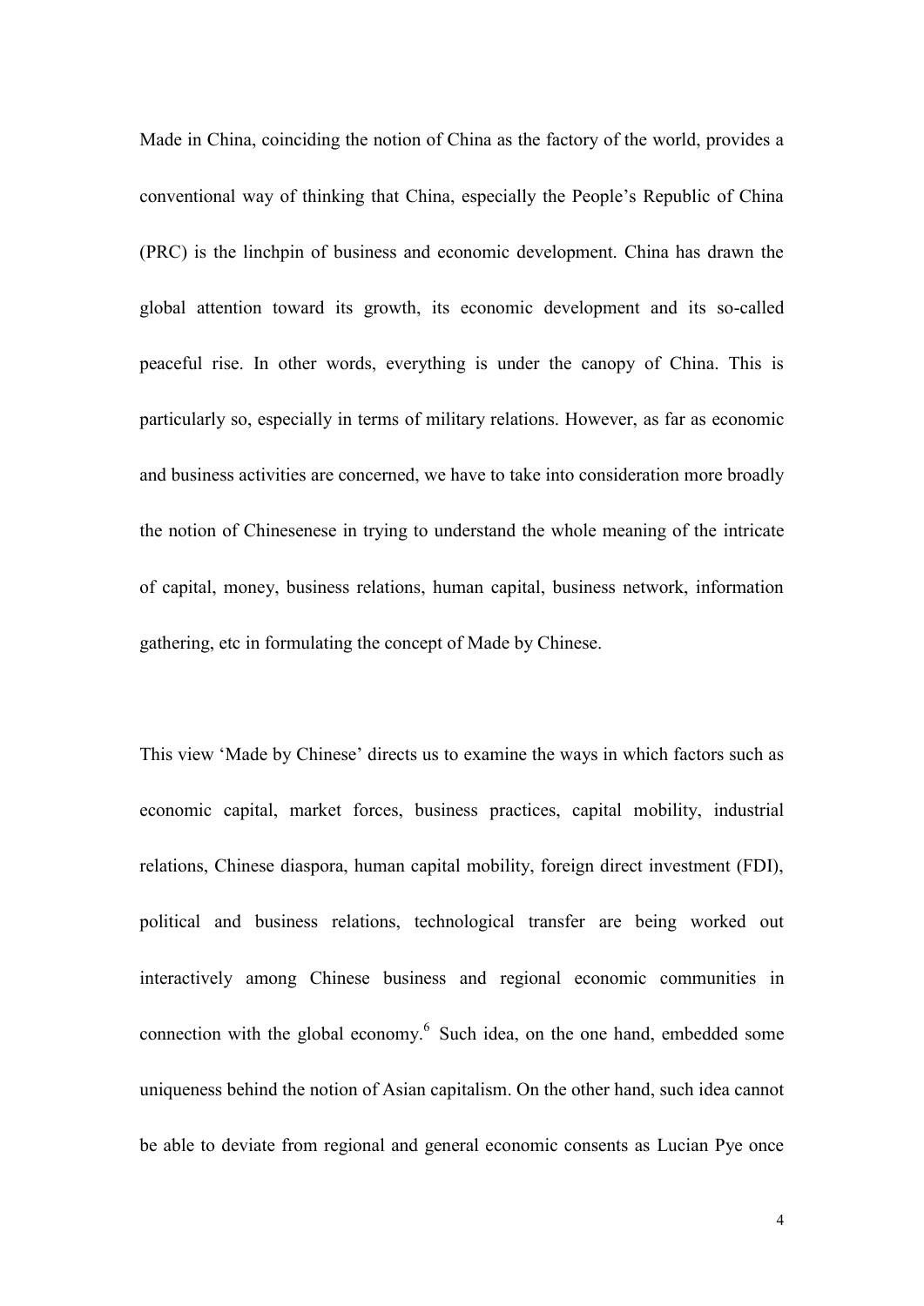Made in China, coinciding the notion of China as the factory of the world, provides a conventional way of thinking that China, especially the People's Republic of China (PRC) is the linchpin of business and economic development. China has drawn the global attention toward its growth, its economic development and its so-called peaceful rise. In other words, everything is under the canopy of China. This is particularly so, especially in terms of military relations. However, as far as economic and business activities are concerned, we have to take into consideration more broadly the notion of Chinesenese in trying to understand the whole meaning of the intricate of capital, money, business relations, human capital, business network, information gathering, etc in formulating the concept of Made by Chinese.

This view 'Made by Chinese' directs us to examine the ways in which factors such as economic capital, market forces, business practices, capital mobility, industrial relations, Chinese diaspora, human capital mobility, foreign direct investment (FDI), political and business relations, technological transfer are being worked out interactively among Chinese business and regional economic communities in connection with the global economy.[6] Such idea, on the one hand, embedded some uniqueness behind the notion of Asian capitalism. On the other hand, such idea cannot be able to deviate from regional and general economic consents as Lucian Pye once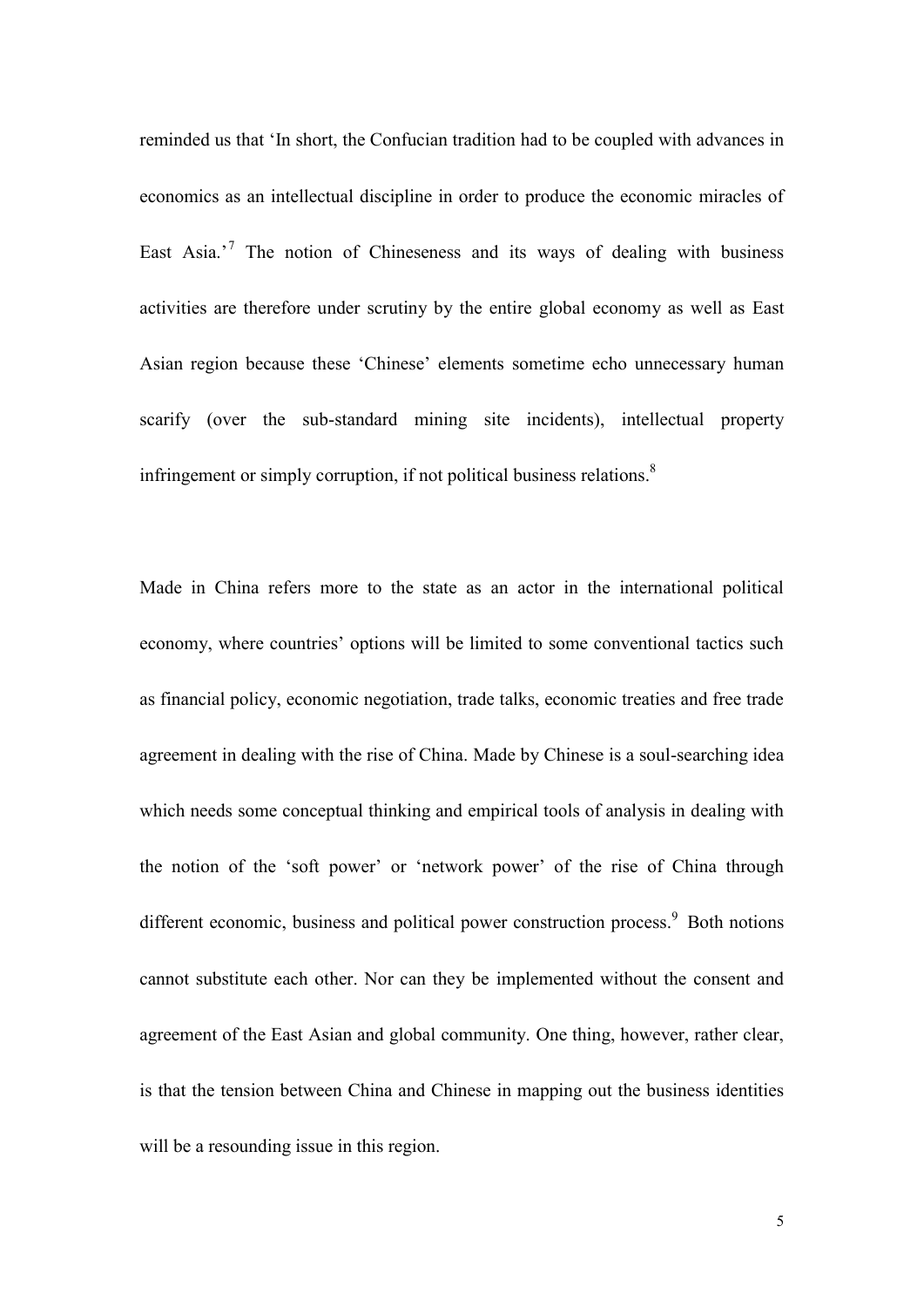reminded us that 'In short, the Confucian tradition had to be coupled with advances in economics as an intellectual discipline in order to produce the economic miracles of East Asia.'[7] The notion of Chineseness and its ways of dealing with business activities are therefore under scrutiny by the entire global economy as well as East Asian region because these 'Chinese' elements sometime echo unnecessary human scarify (over the sub-standard mining site incidents), intellectual property infringement or simply corruption, if not political business relations.[8]

Made in China refers more to the state as an actor in the international political economy, where countries' options will be limited to some conventional tactics such as financial policy, economic negotiation, trade talks, economic treaties and free trade agreement in dealing with the rise of China. Made by Chinese is a soul-searching idea which needs some conceptual thinking and empirical tools of analysis in dealing with the notion of the 'soft power' or 'network power' of the rise of China through different economic, business and political power construction process.[9] Both notions cannot substitute each other. Nor can they be implemented without the consent and agreement of the East Asian and global community. One thing, however, rather clear, is that the tension between China and Chinese in mapping out the business identities will be a resounding issue in this region.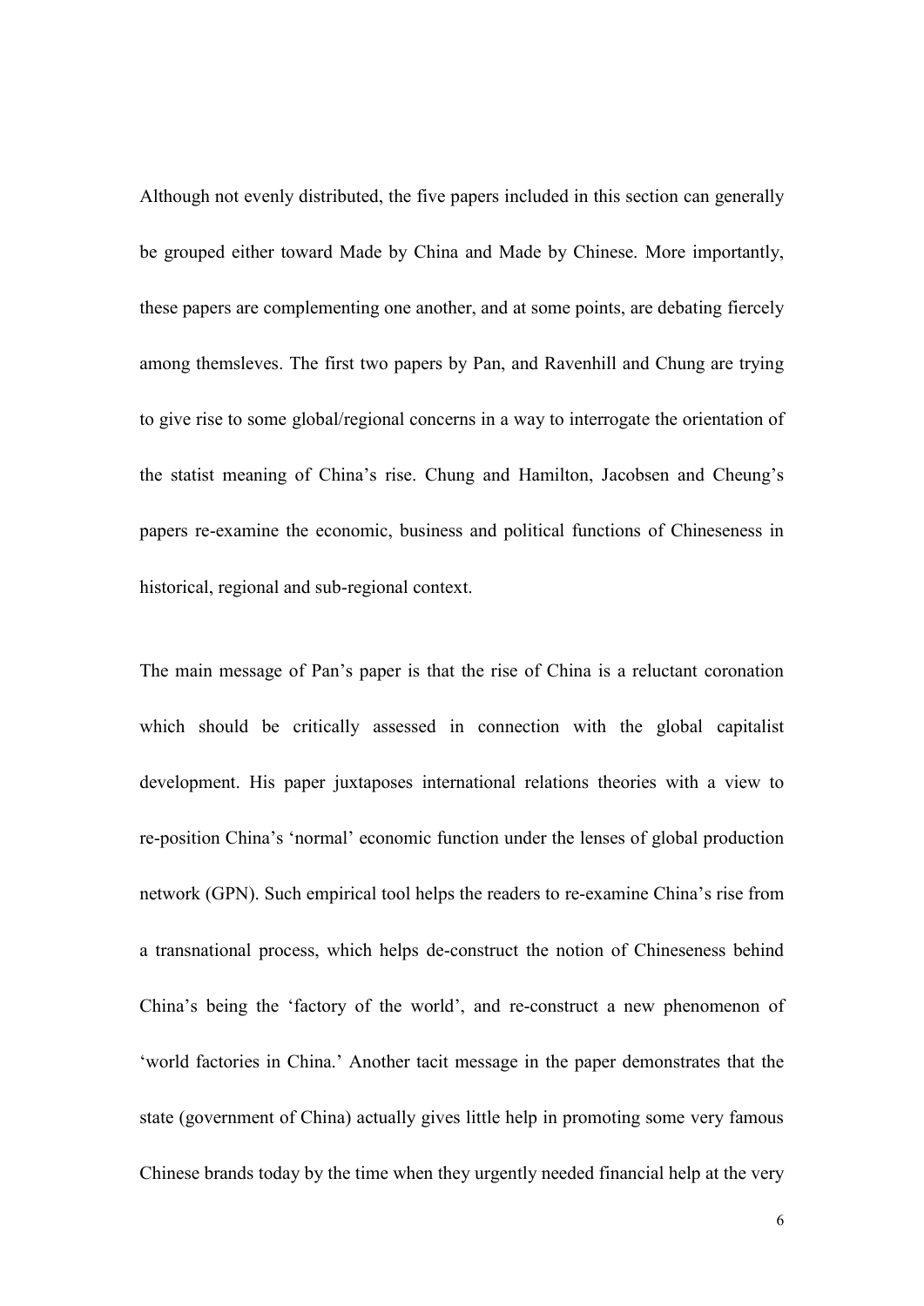Although not evenly distributed, the five papers included in this section can generally be grouped either toward Made by China and Made by Chinese. More importantly, these papers are complementing one another, and at some points, are debating fiercely among themsleves. The first two papers by Pan, and Ravenhill and Chung are trying to give rise to some global/regional concerns in a way to interrogate the orientation of the statist meaning of China's rise. Chung and Hamilton, Jacobsen and Cheung's papers re-examine the economic, business and political functions of Chineseness in historical, regional and sub-regional context.

The main message of Pan's paper is that the rise of China is a reluctant coronation which should be critically assessed in connection with the global capitalist development. His paper juxtaposes international relations theories with a view to re-position China's 'normal' economic function under the lenses of global production network (GPN). Such empirical tool helps the readers to re-examine China's rise from a transnational process, which helps de-construct the notion of Chineseness behind China's being the 'factory of the world', and re-construct a new phenomenon of 'world factories in China.' Another tacit message in the paper demonstrates that the state (government of China) actually gives little help in promoting some very famous Chinese brands today by the time when they urgently needed financial help at the very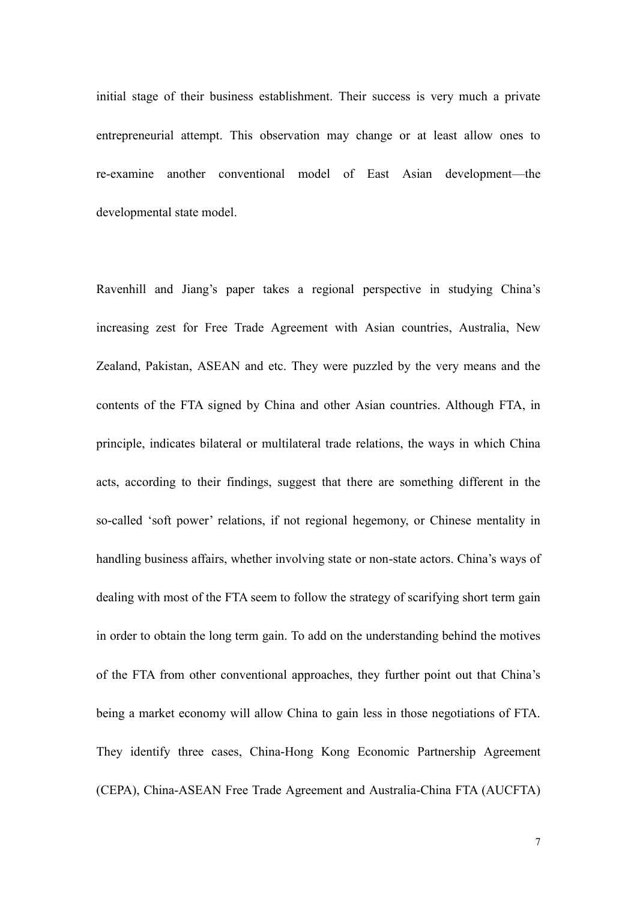initial stage of their business establishment. Their success is very much a private entrepreneurial attempt. This observation may change or at least allow ones to re-examine another conventional model of East Asian development—the developmental state model.

Ravenhill and Jiang's paper takes a regional perspective in studying China's increasing zest for Free Trade Agreement with Asian countries, Australia, New Zealand, Pakistan, ASEAN and etc. They were puzzled by the very means and the contents of the FTA signed by China and other Asian countries. Although FTA, in principle, indicates bilateral or multilateral trade relations, the ways in which China acts, according to their findings, suggest that there are something different in the so-called 'soft power' relations, if not regional hegemony, or Chinese mentality in handling business affairs, whether involving state or non-state actors. China's ways of dealing with most of the FTA seem to follow the strategy of scarifying short term gain in order to obtain the long term gain. To add on the understanding behind the motives of the FTA from other conventional approaches, they further point out that China's being a market economy will allow China to gain less in those negotiations of FTA. They identify three cases, China-Hong Kong Economic Partnership Agreement (CEPA), China-ASEAN Free Trade Agreement and Australia-China FTA (AUCFTA)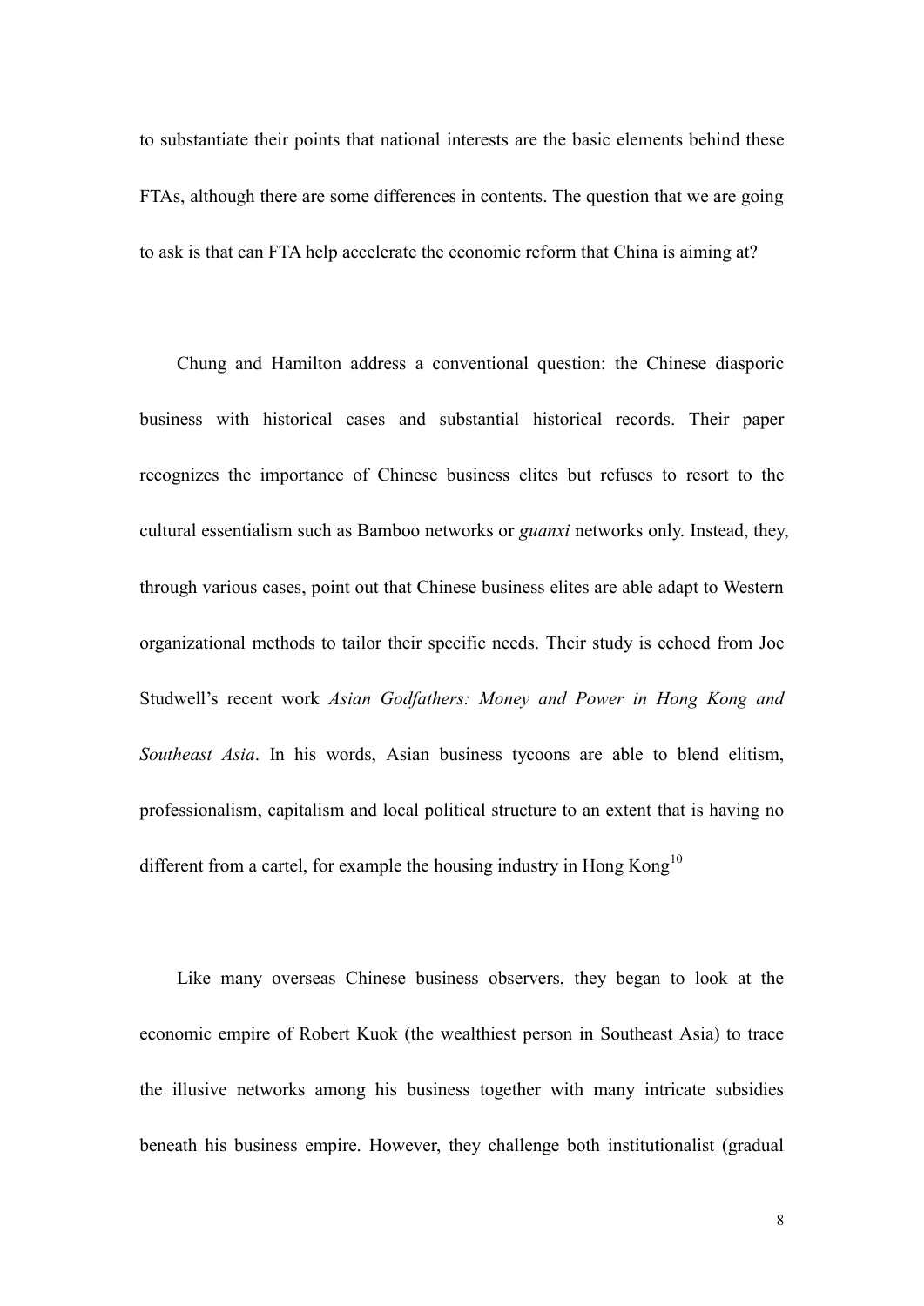to substantiate their points that national interests are the basic elements behind these FTAs, although there are some differences in contents. The question that we are going to ask is that can FTA help accelerate the economic reform that China is aiming at?

Chung and Hamilton address a conventional question: the Chinese diasporic business with historical cases and substantial historical records. Their paper recognizes the importance of Chinese business elites but refuses to resort to the cultural essentialism such as Bamboo networks or *guanxi* networks only. Instead, they, through various cases, point out that Chinese business elites are able adapt to Western organizational methods to tailor their specific needs. Their study is echoed from Joe Studwell's recent work *Asian Godfathers: Money and Power in Hong Kong and Southeast Asia*. In his words, Asian business tycoons are able to blend elitism, professionalism, capitalism and local political structure to an extent that is having no different from a cartel, for example the housing industry in Hong Kong[10]

Like many overseas Chinese business observers, they began to look at the economic empire of Robert Kuok (the wealthiest person in Southeast Asia) to trace the illusive networks among his business together with many intricate subsidies beneath his business empire. However, they challenge both institutionalist (gradual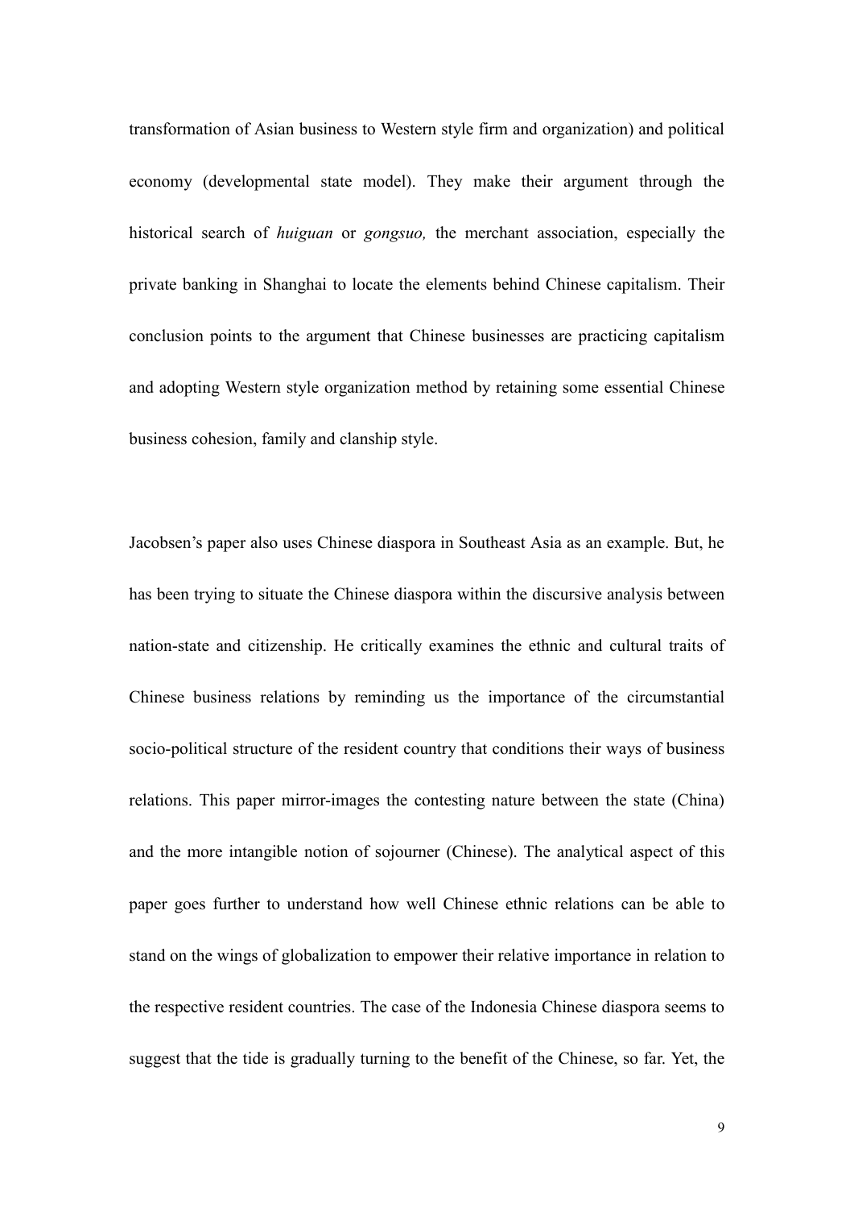transformation of Asian business to Western style firm and organization) and political economy (developmental state model). They make their argument through the historical search of *huiguan* or *gongsuo,* the merchant association, especially the private banking in Shanghai to locate the elements behind Chinese capitalism. Their conclusion points to the argument that Chinese businesses are practicing capitalism and adopting Western style organization method by retaining some essential Chinese business cohesion, family and clanship style.

Jacobsen's paper also uses Chinese diaspora in Southeast Asia as an example. But, he has been trying to situate the Chinese diaspora within the discursive analysis between nation-state and citizenship. He critically examines the ethnic and cultural traits of Chinese business relations by reminding us the importance of the circumstantial socio-political structure of the resident country that conditions their ways of business relations. This paper mirror-images the contesting nature between the state (China) and the more intangible notion of sojourner (Chinese). The analytical aspect of this paper goes further to understand how well Chinese ethnic relations can be able to stand on the wings of globalization to empower their relative importance in relation to the respective resident countries. The case of the Indonesia Chinese diaspora seems to suggest that the tide is gradually turning to the benefit of the Chinese, so far. Yet, the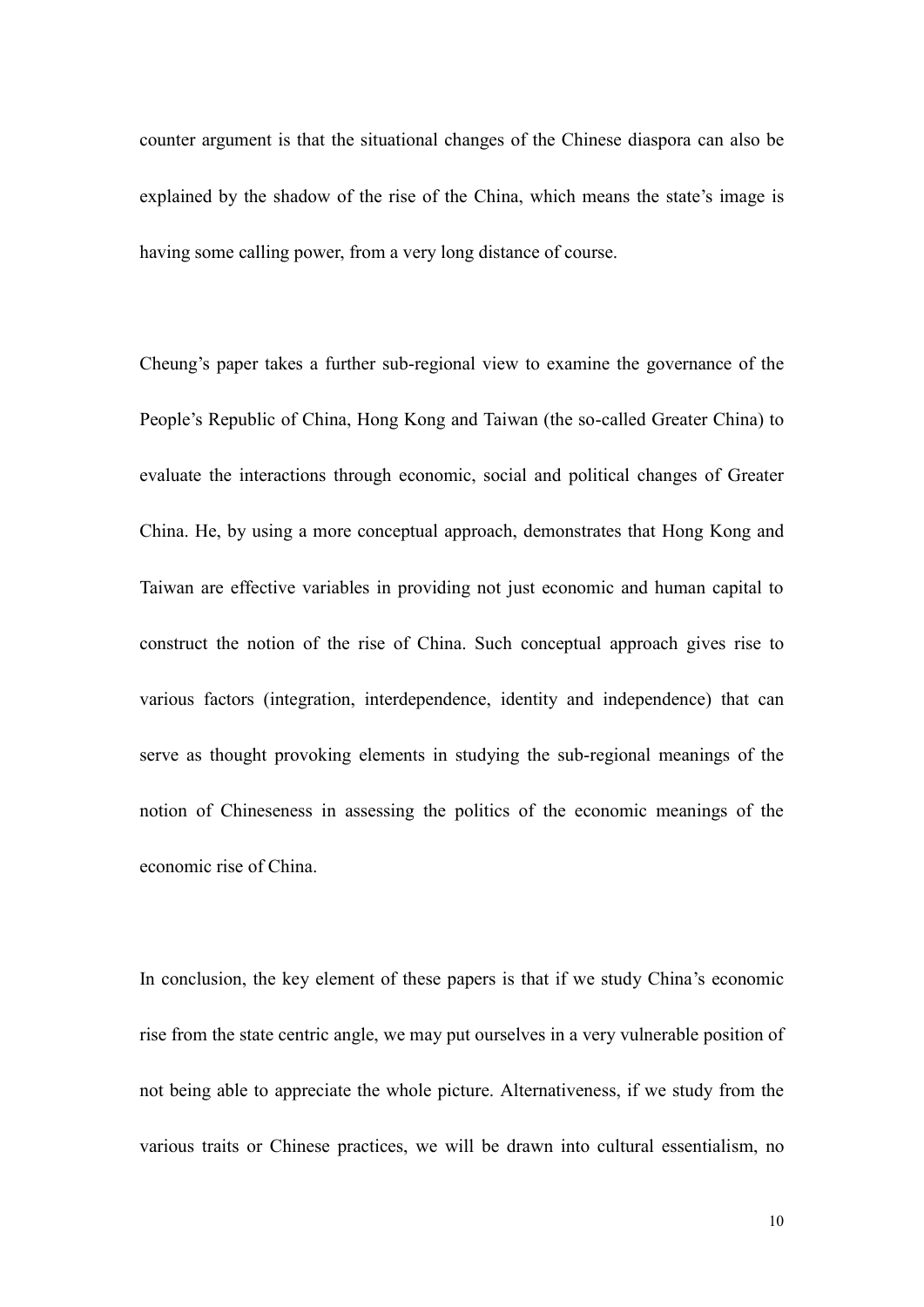counter argument is that the situational changes of the Chinese diaspora can also be explained by the shadow of the rise of the China, which means the state's image is having some calling power, from a very long distance of course.

Cheung's paper takes a further sub-regional view to examine the governance of the People's Republic of China, Hong Kong and Taiwan (the so-called Greater China) to evaluate the interactions through economic, social and political changes of Greater China. He, by using a more conceptual approach, demonstrates that Hong Kong and Taiwan are effective variables in providing not just economic and human capital to construct the notion of the rise of China. Such conceptual approach gives rise to various factors (integration, interdependence, identity and independence) that can serve as thought provoking elements in studying the sub-regional meanings of the notion of Chineseness in assessing the politics of the economic meanings of the economic rise of China.

In conclusion, the key element of these papers is that if we study China's economic rise from the state centric angle, we may put ourselves in a very vulnerable position of not being able to appreciate the whole picture. Alternativeness, if we study from the various traits or Chinese practices, we will be drawn into cultural essentialism, no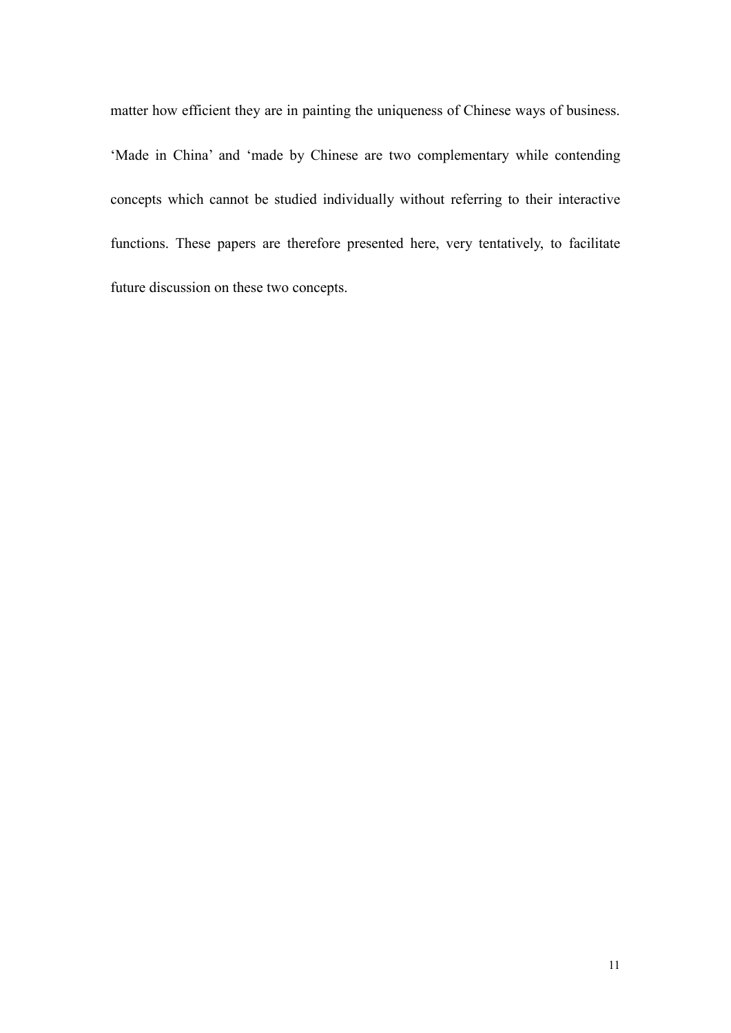matter how efficient they are in painting the uniqueness of Chinese ways of business. 'Made in China' and 'made by Chinese are two complementary while contending concepts which cannot be studied individually without referring to their interactive functions. These papers are therefore presented here, very tentatively, to facilitate future discussion on these two concepts.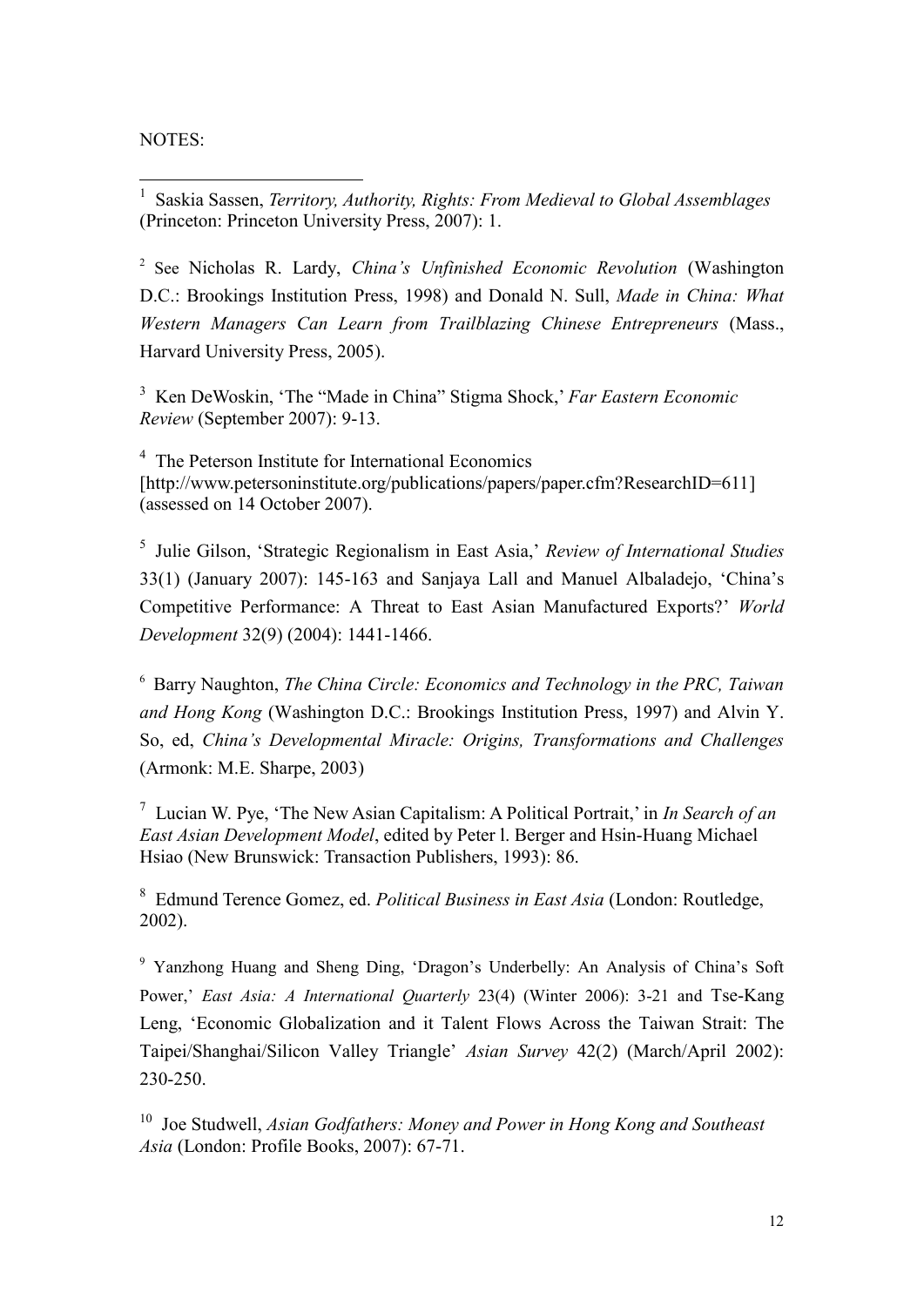NOTES:

[1] Saskia Sassen, *Territory, Authority, Rights: From Medieval to Global Assemblages* (Princeton: Princeton University Press, 2007): 1.

[2] See Nicholas R. Lardy, *China's Unfinished Economic Revolution* (Washington D.C.: Brookings Institution Press, 1998) and Donald N. Sull, *Made in China: What Western Managers Can Learn from Trailblazing Chinese Entrepreneurs* (Mass., Harvard University Press, 2005).

[3] Ken DeWoskin, 'The "Made in China" Stigma Shock,' *Far Eastern Economic Review* (September 2007): 9-13.

[4] The Peterson Institute for International Economics [http://www.petersoninstitute.org/publications/papers/paper.cfm?ResearchID=611] (assessed on 14 October 2007).

[5] Julie Gilson, 'Strategic Regionalism in East Asia,' *Review of International Studies* 33(1) (January 2007): 145-163 and Sanjaya Lall and Manuel Albaladejo, 'China's Competitive Performance: A Threat to East Asian Manufactured Exports?' *World Development* 32(9) (2004): 1441-1466.

[6] Barry Naughton, *The China Circle: Economics and Technology in the PRC, Taiwan and Hong Kong* (Washington D.C.: Brookings Institution Press, 1997) and Alvin Y. So, ed, *China's Developmental Miracle: Origins, Transformations and Challenges* (Armonk: M.E. Sharpe, 2003)

[7] Lucian W. Pye, 'The New Asian Capitalism: A Political Portrait,' in *In Search of an East Asian Development Model*, edited by Peter l. Berger and Hsin-Huang Michael Hsiao (New Brunswick: Transaction Publishers, 1993): 86.

[8] Edmund Terence Gomez, ed. *Political Business in East Asia* (London: Routledge, 2002).

[9] Yanzhong Huang and Sheng Ding, 'Dragon's Underbelly: An Analysis of China's Soft Power,' *East Asia: A International Quarterly* 23(4) (Winter 2006): 3-21 and Tse-Kang Leng, 'Economic Globalization and it Talent Flows Across the Taiwan Strait: The Taipei/Shanghai/Silicon Valley Triangle' *Asian Survey* 42(2) (March/April 2002): 230-250.

[10] Joe Studwell, *Asian Godfathers: Money and Power in Hong Kong and Southeast Asia* (London: Profile Books, 2007): 67-71.